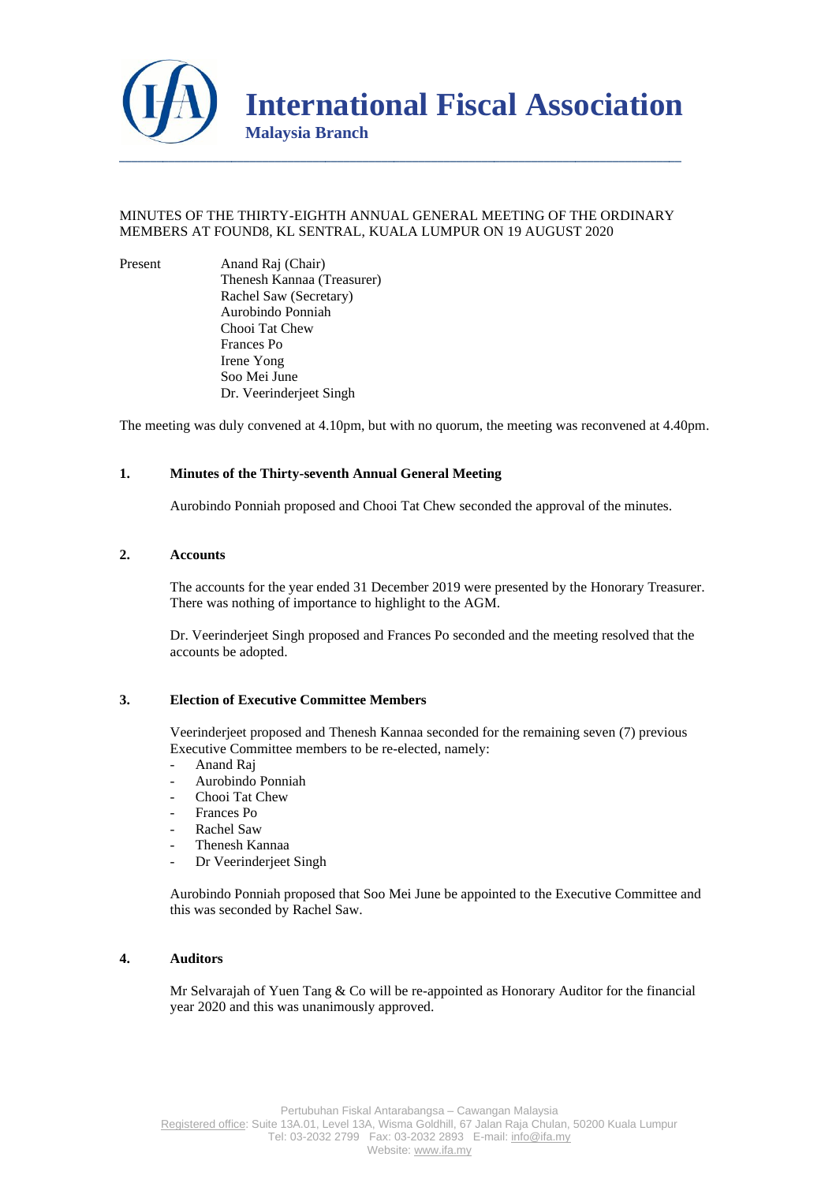# International Fiscal Association

## Malaysia Branch

MINUTES OF THE THIRTY-EIGHTH ANNUAL GENERAL MEETING OF THE ORDINARY MEMBERS AT FOUND8, KL SENTRAL, KUALA LUMPUR ON 19 AUGUST 2020

Present
Anand Raj (Chair)
Thenesh Kannaa (Treasurer)
Rachel Saw (Secretary)
Aurobindo Ponniah
Chooi Tat Chew
Frances Po
Irene Yong
Soo Mei June
Dr. Veerinderjeet Singh

The meeting was duly convened at 4.10pm, but with no quorum, the meeting was reconvened at 4.40pm.

**1. Minutes of the Thirty-seventh Annual General Meeting**

Aurobindo Ponniah proposed and Chooi Tat Chew seconded the approval of the minutes.

**2. Accounts**

The accounts for the year ended 31 December 2019 were presented by the Honorary Treasurer. There was nothing of importance to highlight to the AGM.

Dr. Veerinderjeet Singh proposed and Frances Po seconded and the meeting resolved that the accounts be adopted.

**3. Election of Executive Committee Members**

Veerinderjeet proposed and Thenesh Kannaa seconded for the remaining seven (7) previous Executive Committee members to be re-elected, namely:

- Anand Raj
- Aurobindo Ponniah
- Chooi Tat Chew
- Frances Po
- Rachel Saw
- Thenesh Kannaa
- Dr Veerinderjeet Singh

Aurobindo Ponniah proposed that Soo Mei June be appointed to the Executive Committee and this was seconded by Rachel Saw.

**4. Auditors**

Mr Selvarajah of Yuen Tang & Co will be re-appointed as Honorary Auditor for the financial year 2020 and this was unanimously approved.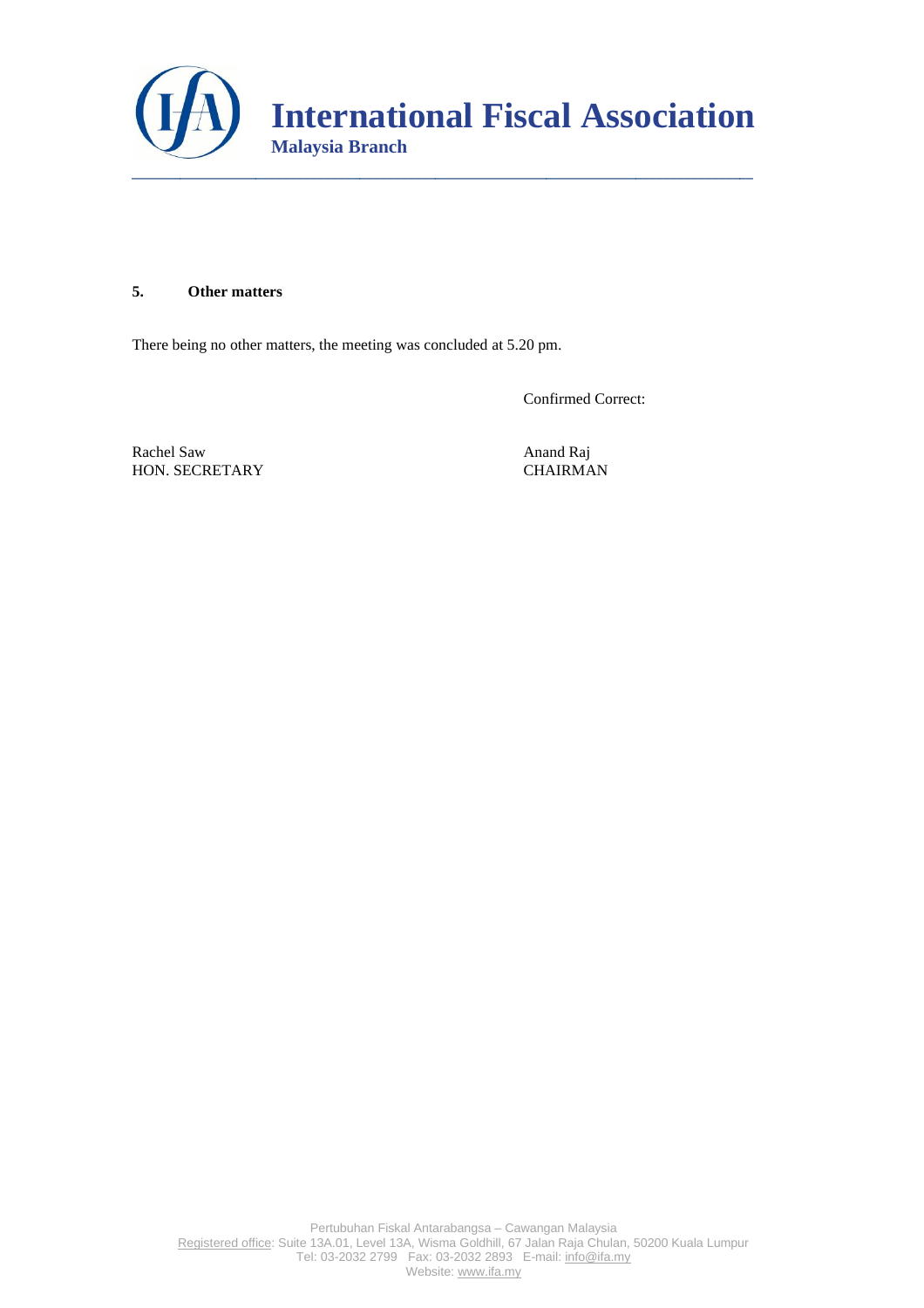### 5. Other matters

There being no other matters, the meeting was concluded at 5.20 pm.

Confirmed Correct:

Rachel Saw
HON. SECRETARY

Anand Raj
CHAIRMAN